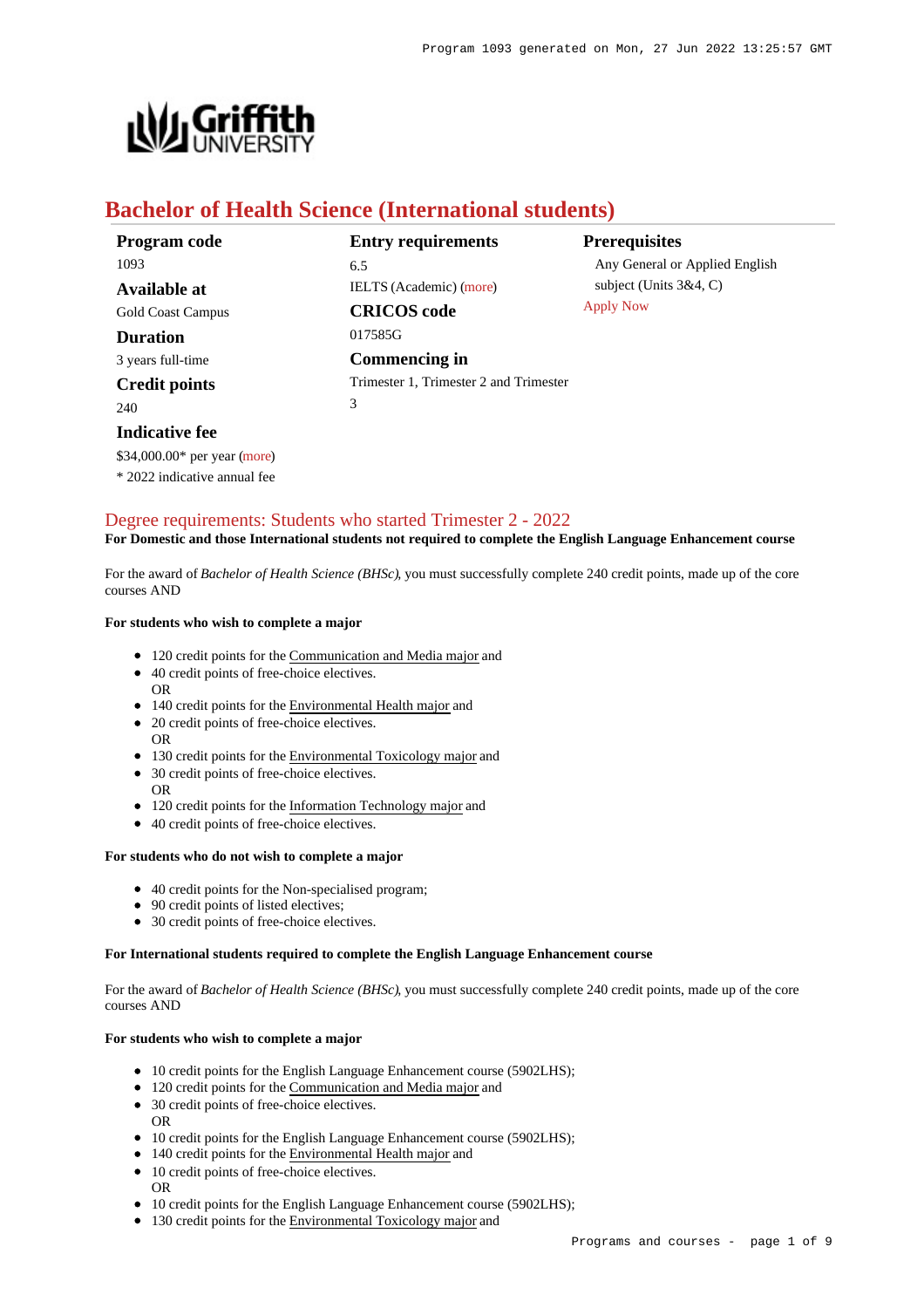# Bachelor of Health Science (International students)

**Program code**
1093

**Available at**
Gold Coast Campus

**Duration**
3 years full-time

**Credit points**
240

**Indicative fee**
$34,000.00* per year (more)
* 2022 indicative annual fee

**Entry requirements**
6.5
IELTS (Academic) (more)

**CRICOS code**
017585G

**Commencing in**
Trimester 1, Trimester 2 and Trimester 3

**Prerequisites**
Any General or Applied English subject (Units 3&4, C)
Apply Now

## Degree requirements: Students who started Trimester 2 - 2022

**For Domestic and those International students not required to complete the English Language Enhancement course**

For the award of *Bachelor of Health Science (BHSc)*, you must successfully complete 240 credit points, made up of the core courses AND

**For students who wish to complete a major**

- 120 credit points for the Communication and Media major and
- 40 credit points of free-choice electives.
  OR
- 140 credit points for the Environmental Health major and
- 20 credit points of free-choice electives.
  OR
- 130 credit points for the Environmental Toxicology major and
- 30 credit points of free-choice electives.
  OR
- 120 credit points for the Information Technology major and
- 40 credit points of free-choice electives.

**For students who do not wish to complete a major**

- 40 credit points for the Non-specialised program;
- 90 credit points of listed electives;
- 30 credit points of free-choice electives.

**For International students required to complete the English Language Enhancement course**

For the award of *Bachelor of Health Science (BHSc)*, you must successfully complete 240 credit points, made up of the core courses AND

**For students who wish to complete a major**

- 10 credit points for the English Language Enhancement course (5902LHS);
- 120 credit points for the Communication and Media major and
- 30 credit points of free-choice electives.
  OR
- 10 credit points for the English Language Enhancement course (5902LHS);
- 140 credit points for the Environmental Health major and
- 10 credit points of free-choice electives.
  OR
- 10 credit points for the English Language Enhancement course (5902LHS);
- 130 credit points for the Environmental Toxicology major and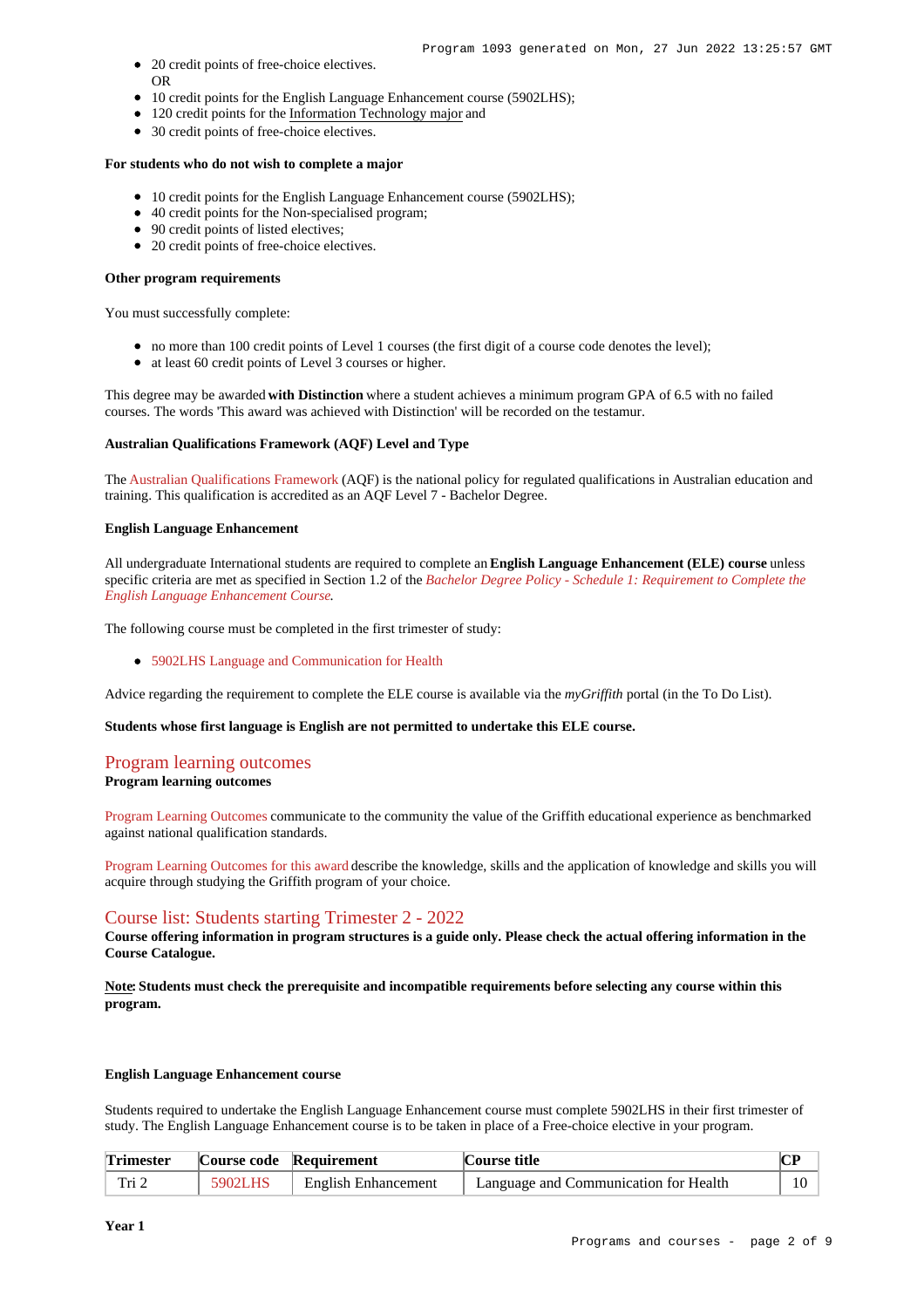- 20 credit points of free-choice electives.
  OR
- 10 credit points for the English Language Enhancement course (5902LHS);
- 120 credit points for the Information Technology major and
- 30 credit points of free-choice electives.

**For students who do not wish to complete a major**

- 10 credit points for the English Language Enhancement course (5902LHS);
- 40 credit points for the Non-specialised program;
- 90 credit points of listed electives;
- 20 credit points of free-choice electives.

**Other program requirements**

You must successfully complete:

- no more than 100 credit points of Level 1 courses (the first digit of a course code denotes the level);
- at least 60 credit points of Level 3 courses or higher.

This degree may be awarded **with Distinction** where a student achieves a minimum program GPA of 6.5 with no failed courses. The words 'This award was achieved with Distinction' will be recorded on the testamur.

**Australian Qualifications Framework (AQF) Level and Type**

The Australian Qualifications Framework (AQF) is the national policy for regulated qualifications in Australian education and training. This qualification is accredited as an AQF Level 7 - Bachelor Degree.

**English Language Enhancement**

All undergraduate International students are required to complete an **English Language Enhancement (ELE) course** unless specific criteria are met as specified in Section 1.2 of the *Bachelor Degree Policy - Schedule 1: Requirement to Complete the English Language Enhancement Course*.

The following course must be completed in the first trimester of study:

- 5902LHS Language and Communication for Health

Advice regarding the requirement to complete the ELE course is available via the *myGriffith* portal (in the To Do List).

**Students whose first language is English are not permitted to undertake this ELE course.**

## Program learning outcomes

**Program learning outcomes**

Program Learning Outcomes communicate to the community the value of the Griffith educational experience as benchmarked against national qualification standards.

Program Learning Outcomes for this award describe the knowledge, skills and the application of knowledge and skills you will acquire through studying the Griffith program of your choice.

## Course list: Students starting Trimester 2 - 2022

**Course offering information in program structures is a guide only. Please check the actual offering information in the Course Catalogue.**

**Note: Students must check the prerequisite and incompatible requirements before selecting any course within this program.**

**English Language Enhancement course**

Students required to undertake the English Language Enhancement course must complete 5902LHS in their first trimester of study. The English Language Enhancement course is to be taken in place of a Free-choice elective in your program.

| Trimester | Course code | Requirement | Course title | CP |
|---|---|---|---|---|
| Tri 2 | 5902LHS | English Enhancement | Language and Communication for Health | 10 |

**Year 1**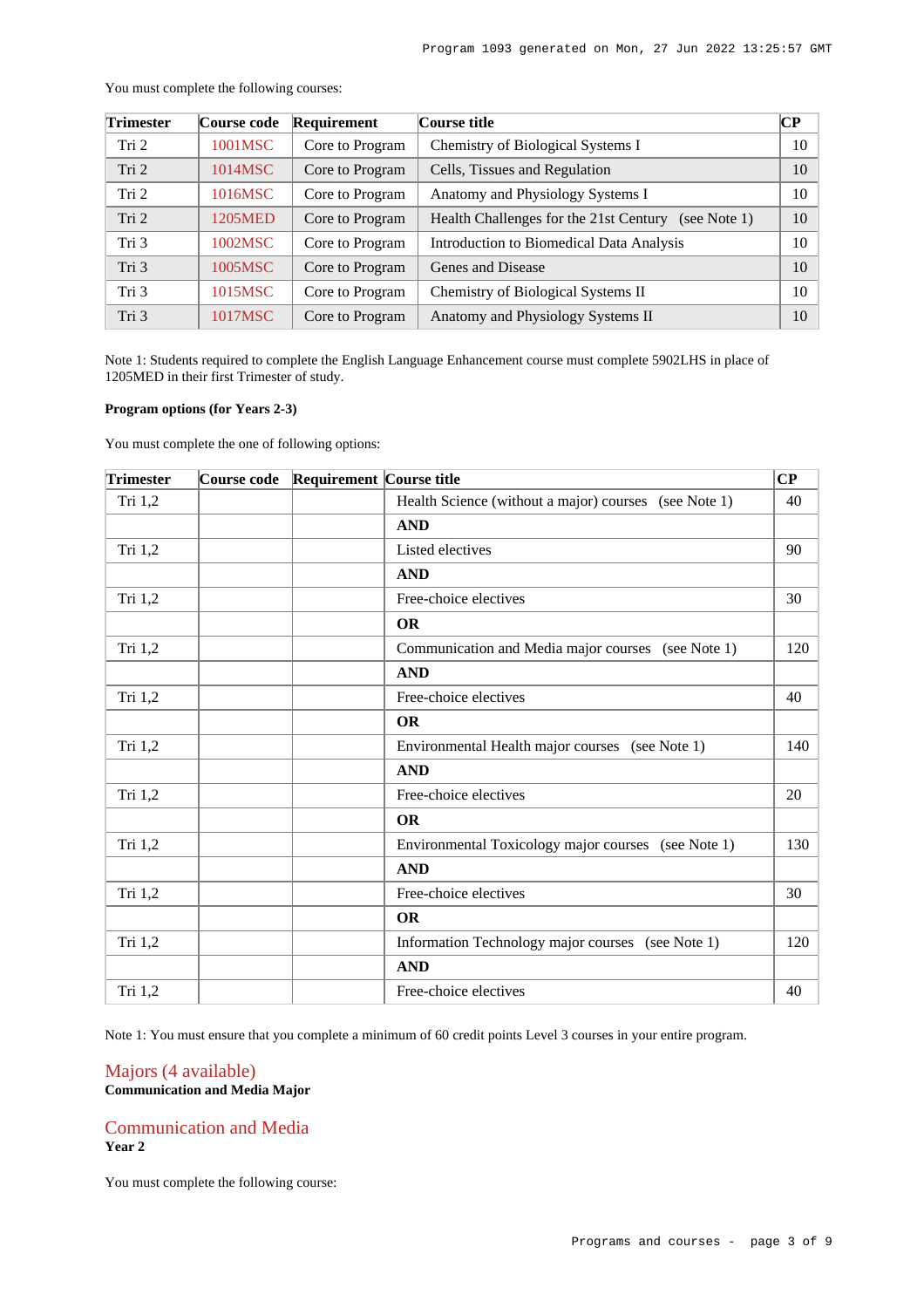You must complete the following courses:

| Trimester | Course code | Requirement | Course title | CP |
|---|---|---|---|---|
| Tri 2 | 1001MSC | Core to Program | Chemistry of Biological Systems I | 10 |
| Tri 2 | 1014MSC | Core to Program | Cells, Tissues and Regulation | 10 |
| Tri 2 | 1016MSC | Core to Program | Anatomy and Physiology Systems I | 10 |
| Tri 2 | 1205MED | Core to Program | Health Challenges for the 21st Century (see Note 1) | 10 |
| Tri 3 | 1002MSC | Core to Program | Introduction to Biomedical Data Analysis | 10 |
| Tri 3 | 1005MSC | Core to Program | Genes and Disease | 10 |
| Tri 3 | 1015MSC | Core to Program | Chemistry of Biological Systems II | 10 |
| Tri 3 | 1017MSC | Core to Program | Anatomy and Physiology Systems II | 10 |

Note 1: Students required to complete the English Language Enhancement course must complete 5902LHS in place of 1205MED in their first Trimester of study.

**Program options (for Years 2-3)**

You must complete the one of following options:

| Trimester | Course code | Requirement | Course title | CP |
|---|---|---|---|---|
| Tri 1,2 | | | Health Science (without a major) courses (see Note 1) | 40 |
| | | | **AND** | |
| Tri 1,2 | | | Listed electives | 90 |
| | | | **AND** | |
| Tri 1,2 | | | Free-choice electives | 30 |
| | | | **OR** | |
| Tri 1,2 | | | Communication and Media major courses (see Note 1) | 120 |
| | | | **AND** | |
| Tri 1,2 | | | Free-choice electives | 40 |
| | | | **OR** | |
| Tri 1,2 | | | Environmental Health major courses (see Note 1) | 140 |
| | | | **AND** | |
| Tri 1,2 | | | Free-choice electives | 20 |
| | | | **OR** | |
| Tri 1,2 | | | Environmental Toxicology major courses (see Note 1) | 130 |
| | | | **AND** | |
| Tri 1,2 | | | Free-choice electives | 30 |
| | | | **OR** | |
| Tri 1,2 | | | Information Technology major courses (see Note 1) | 120 |
| | | | **AND** | |
| Tri 1,2 | | | Free-choice electives | 40 |

Note 1: You must ensure that you complete a minimum of 60 credit points Level 3 courses in your entire program.

## Majors (4 available)

**Communication and Media Major**

## Communication and Media

**Year 2**

You must complete the following course: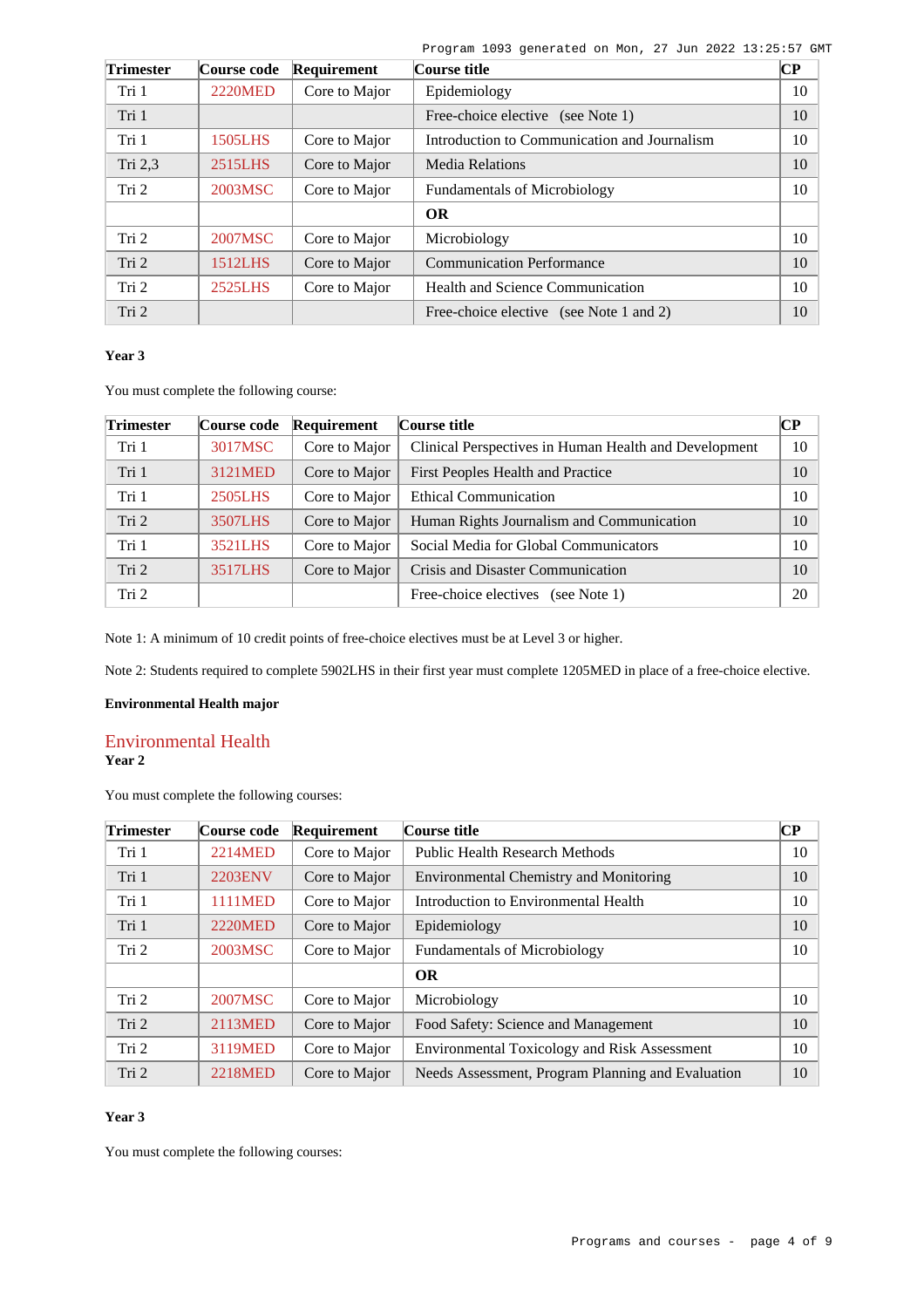| Trimester | Course code | Requirement | Course title | CP |
|---|---|---|---|---|
| Tri 1 | 2220MED | Core to Major | Epidemiology | 10 |
| Tri 1 | | | Free-choice elective (see Note 1) | 10 |
| Tri 1 | 1505LHS | Core to Major | Introduction to Communication and Journalism | 10 |
| Tri 2,3 | 2515LHS | Core to Major | Media Relations | 10 |
| Tri 2 | 2003MSC | Core to Major | Fundamentals of Microbiology | 10 |
| | | | **OR** | |
| Tri 2 | 2007MSC | Core to Major | Microbiology | 10 |
| Tri 2 | 1512LHS | Core to Major | Communication Performance | 10 |
| Tri 2 | 2525LHS | Core to Major | Health and Science Communication | 10 |
| Tri 2 | | | Free-choice elective (see Note 1 and 2) | 10 |

**Year 3**

You must complete the following course:

| Trimester | Course code | Requirement | Course title | CP |
|---|---|---|---|---|
| Tri 1 | 3017MSC | Core to Major | Clinical Perspectives in Human Health and Development | 10 |
| Tri 1 | 3121MED | Core to Major | First Peoples Health and Practice | 10 |
| Tri 1 | 2505LHS | Core to Major | Ethical Communication | 10 |
| Tri 2 | 3507LHS | Core to Major | Human Rights Journalism and Communication | 10 |
| Tri 1 | 3521LHS | Core to Major | Social Media for Global Communicators | 10 |
| Tri 2 | 3517LHS | Core to Major | Crisis and Disaster Communication | 10 |
| Tri 2 | | | Free-choice electives (see Note 1) | 20 |

Note 1: A minimum of 10 credit points of free-choice electives must be at Level 3 or higher.

Note 2: Students required to complete 5902LHS in their first year must complete 1205MED in place of a free-choice elective.

**Environmental Health major**

## Environmental Health

**Year 2**

You must complete the following courses:

| Trimester | Course code | Requirement | Course title | CP |
|---|---|---|---|---|
| Tri 1 | 2214MED | Core to Major | Public Health Research Methods | 10 |
| Tri 1 | 2203ENV | Core to Major | Environmental Chemistry and Monitoring | 10 |
| Tri 1 | 1111MED | Core to Major | Introduction to Environmental Health | 10 |
| Tri 1 | 2220MED | Core to Major | Epidemiology | 10 |
| Tri 2 | 2003MSC | Core to Major | Fundamentals of Microbiology | 10 |
| | | | **OR** | |
| Tri 2 | 2007MSC | Core to Major | Microbiology | 10 |
| Tri 2 | 2113MED | Core to Major | Food Safety: Science and Management | 10 |
| Tri 2 | 3119MED | Core to Major | Environmental Toxicology and Risk Assessment | 10 |
| Tri 2 | 2218MED | Core to Major | Needs Assessment, Program Planning and Evaluation | 10 |

**Year 3**

You must complete the following courses: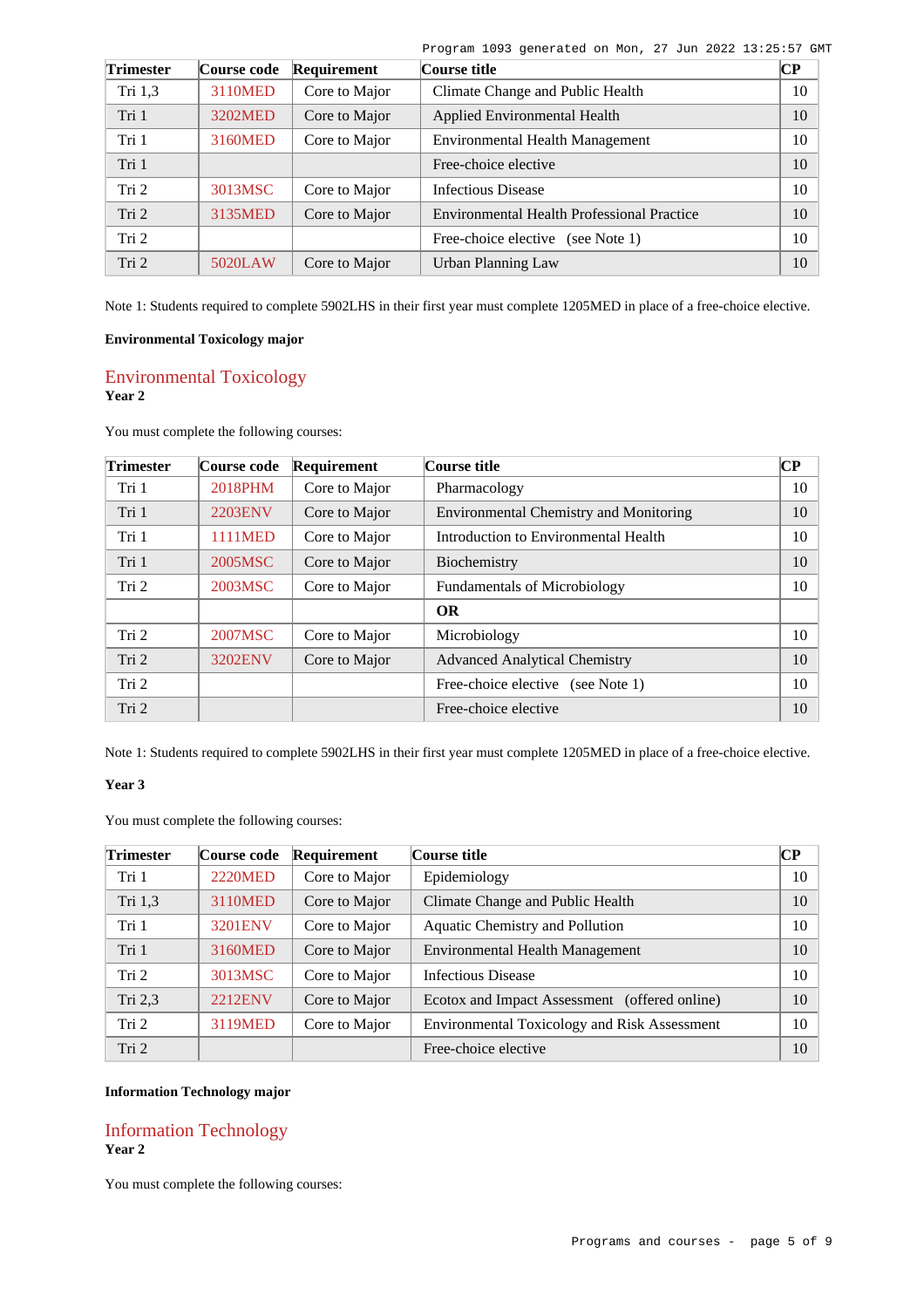| Trimester | Course code | Requirement | Course title | CP |
|---|---|---|---|---|
| Tri 1,3 | 3110MED | Core to Major | Climate Change and Public Health | 10 |
| Tri 1 | 3202MED | Core to Major | Applied Environmental Health | 10 |
| Tri 1 | 3160MED | Core to Major | Environmental Health Management | 10 |
| Tri 1 | | | Free-choice elective | 10 |
| Tri 2 | 3013MSC | Core to Major | Infectious Disease | 10 |
| Tri 2 | 3135MED | Core to Major | Environmental Health Professional Practice | 10 |
| Tri 2 | | | Free-choice elective (see Note 1) | 10 |
| Tri 2 | 5020LAW | Core to Major | Urban Planning Law | 10 |

Note 1: Students required to complete 5902LHS in their first year must complete 1205MED in place of a free-choice elective.

**Environmental Toxicology major**

## Environmental Toxicology

**Year 2**

You must complete the following courses:

| Trimester | Course code | Requirement | Course title | CP |
|---|---|---|---|---|
| Tri 1 | 2018PHM | Core to Major | Pharmacology | 10 |
| Tri 1 | 2203ENV | Core to Major | Environmental Chemistry and Monitoring | 10 |
| Tri 1 | 1111MED | Core to Major | Introduction to Environmental Health | 10 |
| Tri 1 | 2005MSC | Core to Major | Biochemistry | 10 |
| Tri 2 | 2003MSC | Core to Major | Fundamentals of Microbiology | 10 |
| | | | **OR** | |
| Tri 2 | 2007MSC | Core to Major | Microbiology | 10 |
| Tri 2 | 3202ENV | Core to Major | Advanced Analytical Chemistry | 10 |
| Tri 2 | | | Free-choice elective (see Note 1) | 10 |
| Tri 2 | | | Free-choice elective | 10 |

Note 1: Students required to complete 5902LHS in their first year must complete 1205MED in place of a free-choice elective.

**Year 3**

You must complete the following courses:

| Trimester | Course code | Requirement | Course title | CP |
|---|---|---|---|---|
| Tri 1 | 2220MED | Core to Major | Epidemiology | 10 |
| Tri 1,3 | 3110MED | Core to Major | Climate Change and Public Health | 10 |
| Tri 1 | 3201ENV | Core to Major | Aquatic Chemistry and Pollution | 10 |
| Tri 1 | 3160MED | Core to Major | Environmental Health Management | 10 |
| Tri 2 | 3013MSC | Core to Major | Infectious Disease | 10 |
| Tri 2,3 | 2212ENV | Core to Major | Ecotox and Impact Assessment (offered online) | 10 |
| Tri 2 | 3119MED | Core to Major | Environmental Toxicology and Risk Assessment | 10 |
| Tri 2 | | | Free-choice elective | 10 |

**Information Technology major**

## Information Technology

**Year 2**

You must complete the following courses: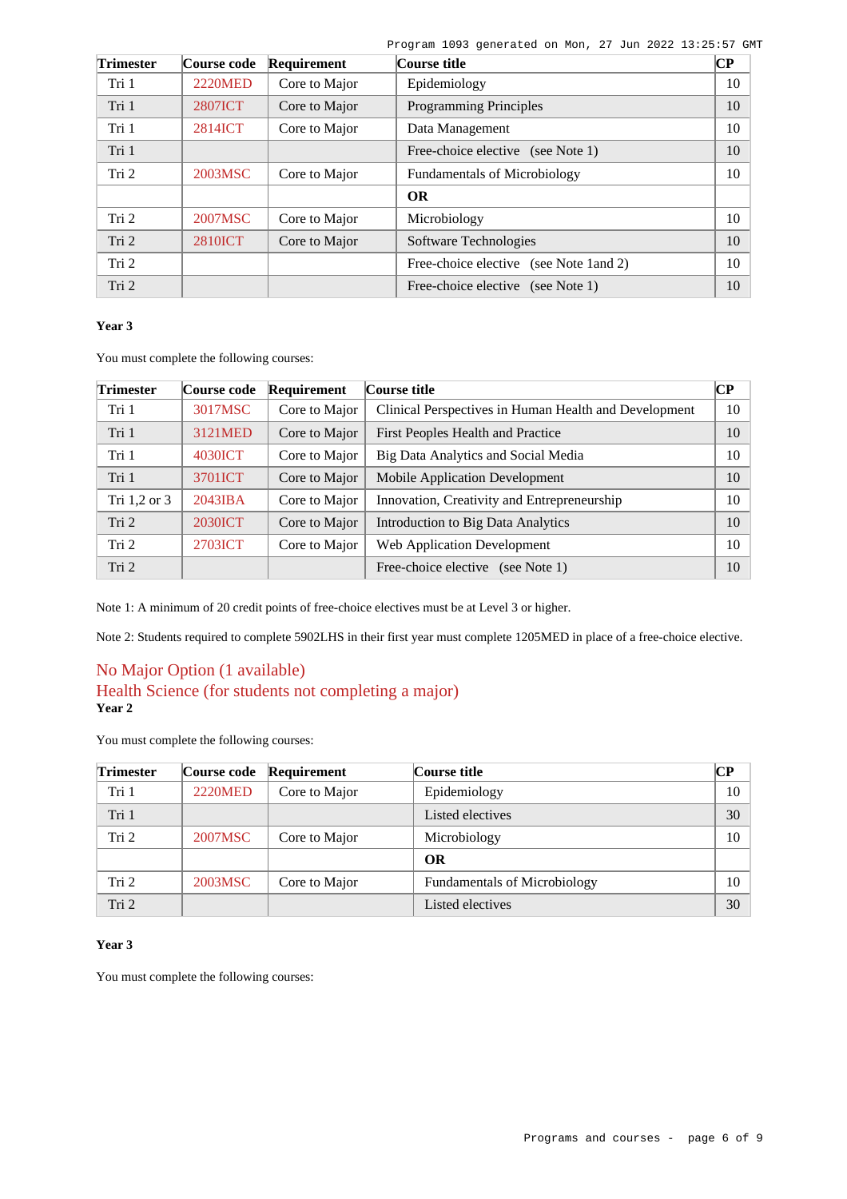| Trimester | Course code | Requirement | Course title | CP |
|---|---|---|---|---|
| Tri 1 | 2220MED | Core to Major | Epidemiology | 10 |
| Tri 1 | 2807ICT | Core to Major | Programming Principles | 10 |
| Tri 1 | 2814ICT | Core to Major | Data Management | 10 |
| Tri 1 | | | Free-choice elective (see Note 1) | 10 |
| Tri 2 | 2003MSC | Core to Major | Fundamentals of Microbiology | 10 |
| | | | **OR** | |
| Tri 2 | 2007MSC | Core to Major | Microbiology | 10 |
| Tri 2 | 2810ICT | Core to Major | Software Technologies | 10 |
| Tri 2 | | | Free-choice elective (see Note 1and 2) | 10 |
| Tri 2 | | | Free-choice elective (see Note 1) | 10 |

**Year 3**

You must complete the following courses:

| Trimester | Course code | Requirement | Course title | CP |
|---|---|---|---|---|
| Tri 1 | 3017MSC | Core to Major | Clinical Perspectives in Human Health and Development | 10 |
| Tri 1 | 3121MED | Core to Major | First Peoples Health and Practice | 10 |
| Tri 1 | 4030ICT | Core to Major | Big Data Analytics and Social Media | 10 |
| Tri 1 | 3701ICT | Core to Major | Mobile Application Development | 10 |
| Tri 1,2 or 3 | 2043IBA | Core to Major | Innovation, Creativity and Entrepreneurship | 10 |
| Tri 2 | 2030ICT | Core to Major | Introduction to Big Data Analytics | 10 |
| Tri 2 | 2703ICT | Core to Major | Web Application Development | 10 |
| Tri 2 | | | Free-choice elective (see Note 1) | 10 |

Note 1: A minimum of 20 credit points of free-choice electives must be at Level 3 or higher.

Note 2: Students required to complete 5902LHS in their first year must complete 1205MED in place of a free-choice elective.

## No Major Option (1 available)

## Health Science (for students not completing a major)

**Year 2**

You must complete the following courses:

| Trimester | Course code | Requirement | Course title | CP |
|---|---|---|---|---|
| Tri 1 | 2220MED | Core to Major | Epidemiology | 10 |
| Tri 1 | | | Listed electives | 30 |
| Tri 2 | 2007MSC | Core to Major | Microbiology | 10 |
| | | | **OR** | |
| Tri 2 | 2003MSC | Core to Major | Fundamentals of Microbiology | 10 |
| Tri 2 | | | Listed electives | 30 |

**Year 3**

You must complete the following courses: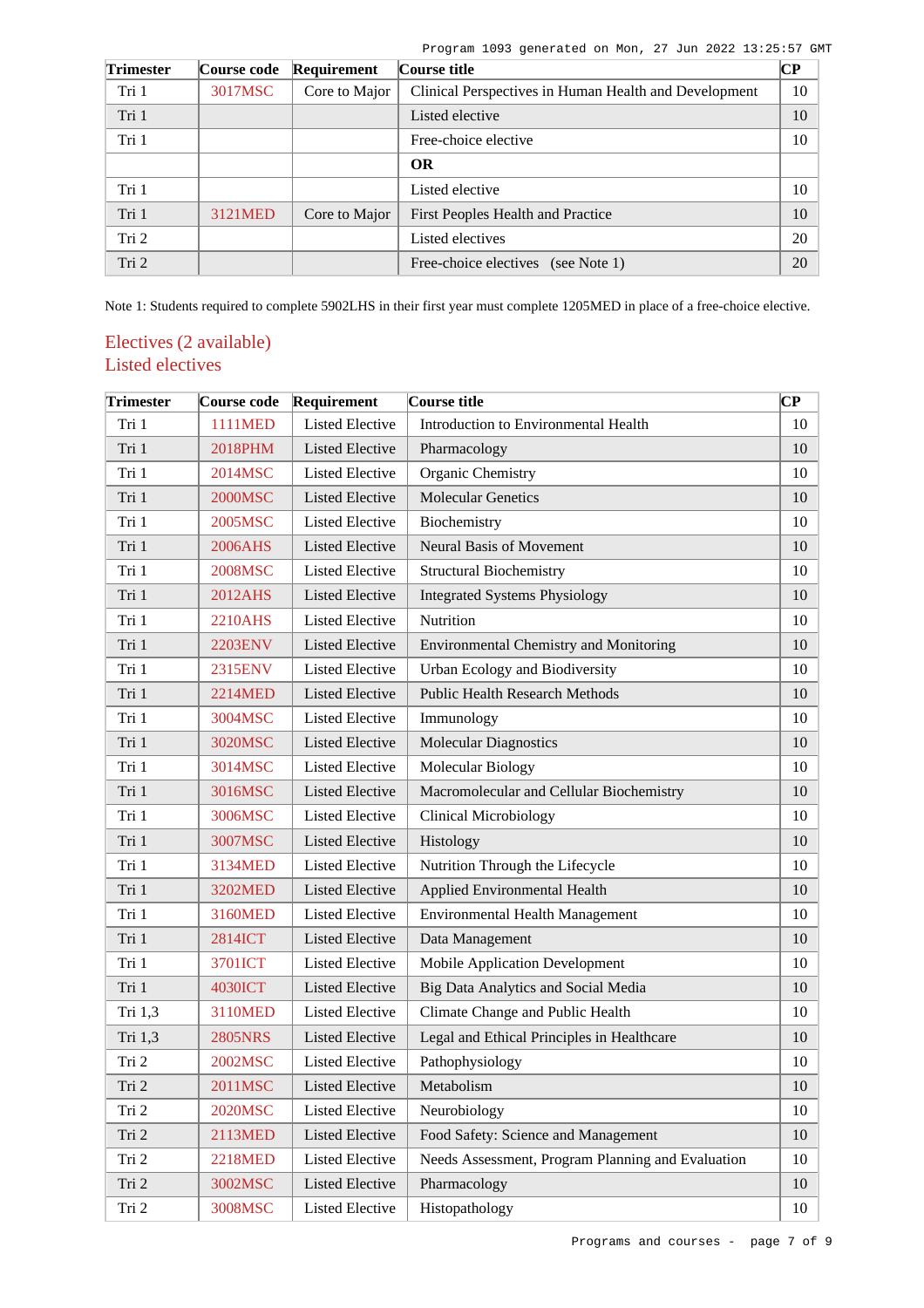| Trimester | Course code | Requirement | Course title | CP |
|---|---|---|---|---|
| Tri 1 | 3017MSC | Core to Major | Clinical Perspectives in Human Health and Development | 10 |
| Tri 1 | | | Listed elective | 10 |
| Tri 1 | | | Free-choice elective | 10 |
| | | | **OR** | |
| Tri 1 | | | Listed elective | 10 |
| Tri 1 | 3121MED | Core to Major | First Peoples Health and Practice | 10 |
| Tri 2 | | | Listed electives | 20 |
| Tri 2 | | | Free-choice electives (see Note 1) | 20 |

Note 1: Students required to complete 5902LHS in their first year must complete 1205MED in place of a free-choice elective.

## Electives (2 available)

### Listed electives

| Trimester | Course code | Requirement | Course title | CP |
|---|---|---|---|---|
| Tri 1 | 1111MED | Listed Elective | Introduction to Environmental Health | 10 |
| Tri 1 | 2018PHM | Listed Elective | Pharmacology | 10 |
| Tri 1 | 2014MSC | Listed Elective | Organic Chemistry | 10 |
| Tri 1 | 2000MSC | Listed Elective | Molecular Genetics | 10 |
| Tri 1 | 2005MSC | Listed Elective | Biochemistry | 10 |
| Tri 1 | 2006AHS | Listed Elective | Neural Basis of Movement | 10 |
| Tri 1 | 2008MSC | Listed Elective | Structural Biochemistry | 10 |
| Tri 1 | 2012AHS | Listed Elective | Integrated Systems Physiology | 10 |
| Tri 1 | 2210AHS | Listed Elective | Nutrition | 10 |
| Tri 1 | 2203ENV | Listed Elective | Environmental Chemistry and Monitoring | 10 |
| Tri 1 | 2315ENV | Listed Elective | Urban Ecology and Biodiversity | 10 |
| Tri 1 | 2214MED | Listed Elective | Public Health Research Methods | 10 |
| Tri 1 | 3004MSC | Listed Elective | Immunology | 10 |
| Tri 1 | 3020MSC | Listed Elective | Molecular Diagnostics | 10 |
| Tri 1 | 3014MSC | Listed Elective | Molecular Biology | 10 |
| Tri 1 | 3016MSC | Listed Elective | Macromolecular and Cellular Biochemistry | 10 |
| Tri 1 | 3006MSC | Listed Elective | Clinical Microbiology | 10 |
| Tri 1 | 3007MSC | Listed Elective | Histology | 10 |
| Tri 1 | 3134MED | Listed Elective | Nutrition Through the Lifecycle | 10 |
| Tri 1 | 3202MED | Listed Elective | Applied Environmental Health | 10 |
| Tri 1 | 3160MED | Listed Elective | Environmental Health Management | 10 |
| Tri 1 | 2814ICT | Listed Elective | Data Management | 10 |
| Tri 1 | 3701ICT | Listed Elective | Mobile Application Development | 10 |
| Tri 1 | 4030ICT | Listed Elective | Big Data Analytics and Social Media | 10 |
| Tri 1,3 | 3110MED | Listed Elective | Climate Change and Public Health | 10 |
| Tri 1,3 | 2805NRS | Listed Elective | Legal and Ethical Principles in Healthcare | 10 |
| Tri 2 | 2002MSC | Listed Elective | Pathophysiology | 10 |
| Tri 2 | 2011MSC | Listed Elective | Metabolism | 10 |
| Tri 2 | 2020MSC | Listed Elective | Neurobiology | 10 |
| Tri 2 | 2113MED | Listed Elective | Food Safety: Science and Management | 10 |
| Tri 2 | 2218MED | Listed Elective | Needs Assessment, Program Planning and Evaluation | 10 |
| Tri 2 | 3002MSC | Listed Elective | Pharmacology | 10 |
| Tri 2 | 3008MSC | Listed Elective | Histopathology | 10 |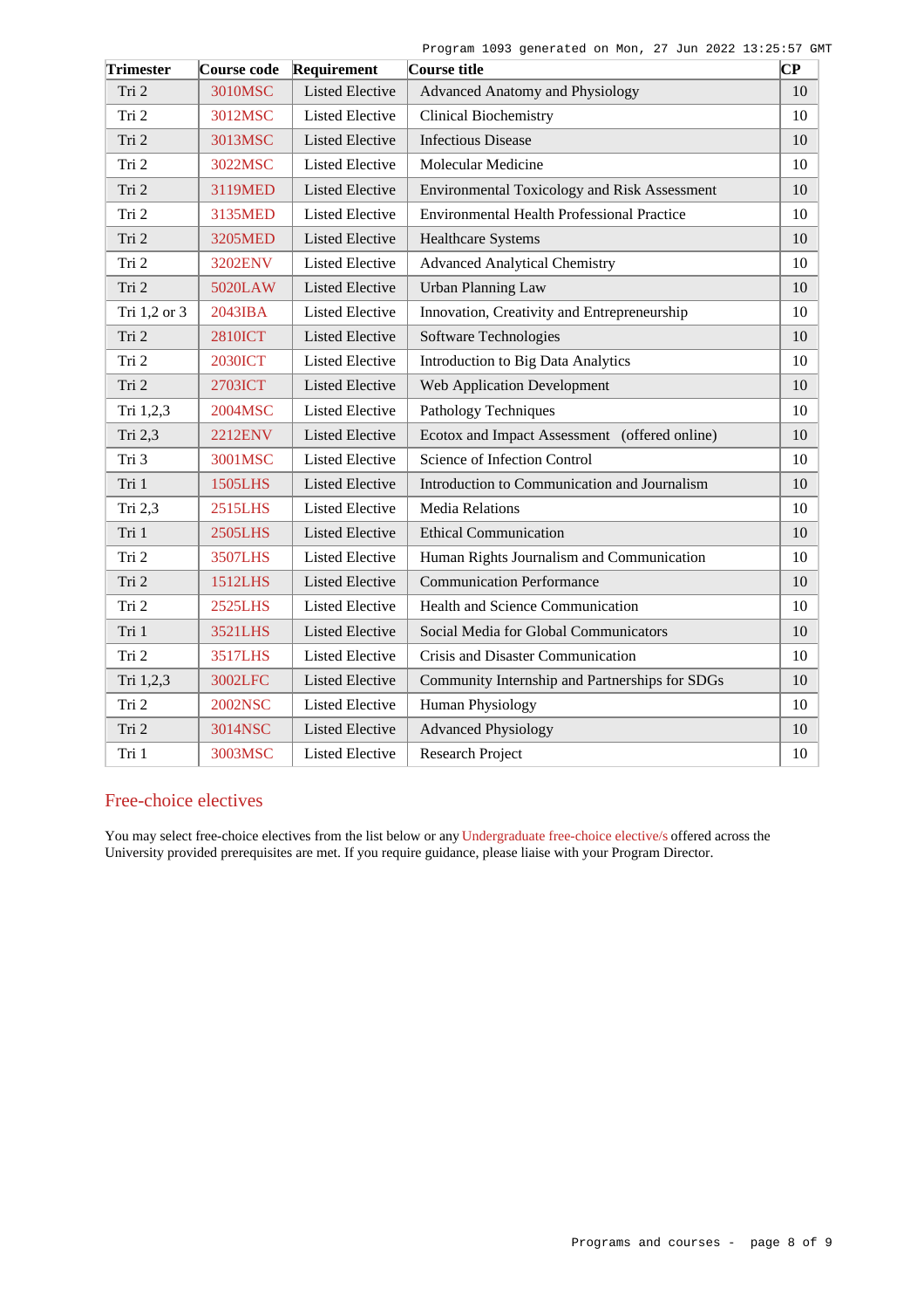| Trimester | Course code | Requirement | Course title | CP |
|---|---|---|---|---|
| Tri 2 | 3010MSC | Listed Elective | Advanced Anatomy and Physiology | 10 |
| Tri 2 | 3012MSC | Listed Elective | Clinical Biochemistry | 10 |
| Tri 2 | 3013MSC | Listed Elective | Infectious Disease | 10 |
| Tri 2 | 3022MSC | Listed Elective | Molecular Medicine | 10 |
| Tri 2 | 3119MED | Listed Elective | Environmental Toxicology and Risk Assessment | 10 |
| Tri 2 | 3135MED | Listed Elective | Environmental Health Professional Practice | 10 |
| Tri 2 | 3205MED | Listed Elective | Healthcare Systems | 10 |
| Tri 2 | 3202ENV | Listed Elective | Advanced Analytical Chemistry | 10 |
| Tri 2 | 5020LAW | Listed Elective | Urban Planning Law | 10 |
| Tri 1,2 or 3 | 2043IBA | Listed Elective | Innovation, Creativity and Entrepreneurship | 10 |
| Tri 2 | 2810ICT | Listed Elective | Software Technologies | 10 |
| Tri 2 | 2030ICT | Listed Elective | Introduction to Big Data Analytics | 10 |
| Tri 2 | 2703ICT | Listed Elective | Web Application Development | 10 |
| Tri 1,2,3 | 2004MSC | Listed Elective | Pathology Techniques | 10 |
| Tri 2,3 | 2212ENV | Listed Elective | Ecotox and Impact Assessment (offered online) | 10 |
| Tri 3 | 3001MSC | Listed Elective | Science of Infection Control | 10 |
| Tri 1 | 1505LHS | Listed Elective | Introduction to Communication and Journalism | 10 |
| Tri 2,3 | 2515LHS | Listed Elective | Media Relations | 10 |
| Tri 1 | 2505LHS | Listed Elective | Ethical Communication | 10 |
| Tri 2 | 3507LHS | Listed Elective | Human Rights Journalism and Communication | 10 |
| Tri 2 | 1512LHS | Listed Elective | Communication Performance | 10 |
| Tri 2 | 2525LHS | Listed Elective | Health and Science Communication | 10 |
| Tri 1 | 3521LHS | Listed Elective | Social Media for Global Communicators | 10 |
| Tri 2 | 3517LHS | Listed Elective | Crisis and Disaster Communication | 10 |
| Tri 1,2,3 | 3002LFC | Listed Elective | Community Internship and Partnerships for SDGs | 10 |
| Tri 2 | 2002NSC | Listed Elective | Human Physiology | 10 |
| Tri 2 | 3014NSC | Listed Elective | Advanced Physiology | 10 |
| Tri 1 | 3003MSC | Listed Elective | Research Project | 10 |

## Free-choice electives

You may select free-choice electives from the list below or any Undergraduate free-choice elective/s offered across the University provided prerequisites are met. If you require guidance, please liaise with your Program Director.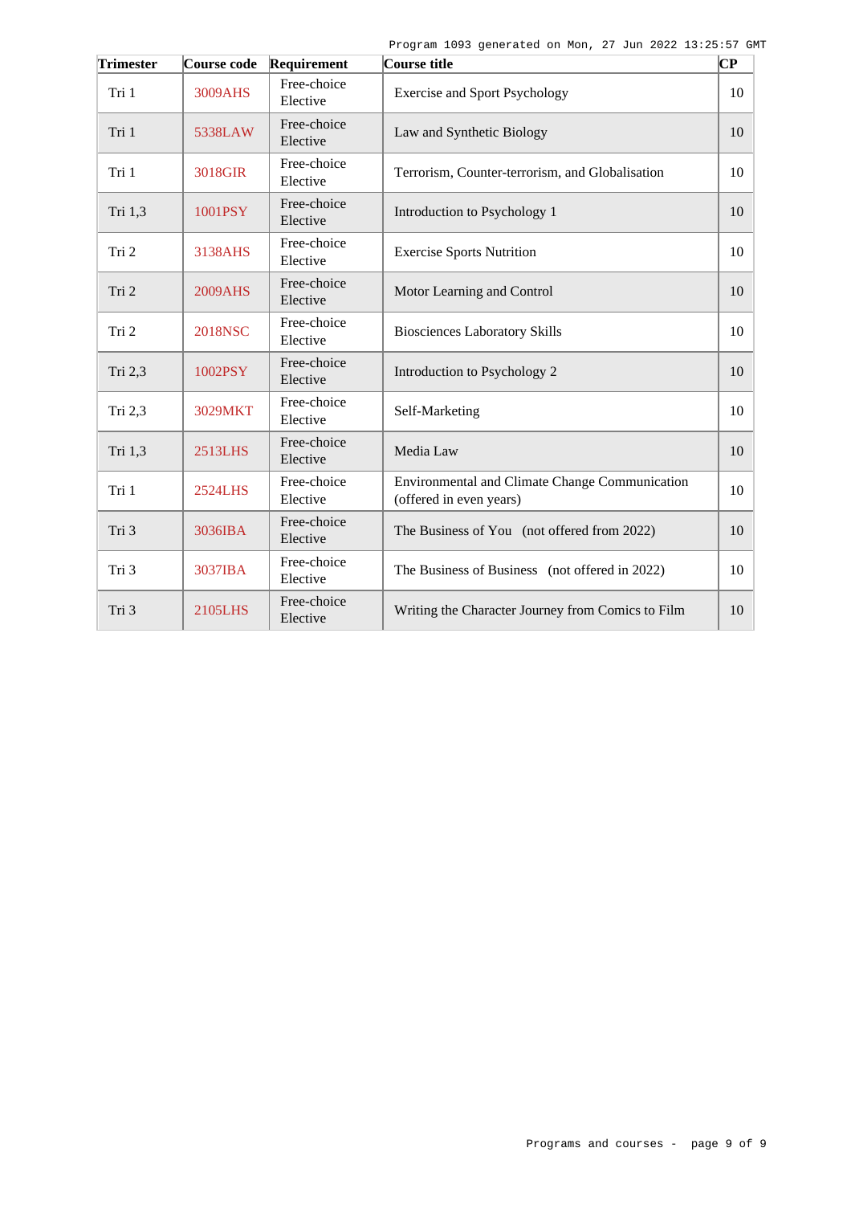| Trimester | Course code | Requirement | Course title | CP |
|---|---|---|---|---|
| Tri 1 | 3009AHS | Free-choice Elective | Exercise and Sport Psychology | 10 |
| Tri 1 | 5338LAW | Free-choice Elective | Law and Synthetic Biology | 10 |
| Tri 1 | 3018GIR | Free-choice Elective | Terrorism, Counter-terrorism, and Globalisation | 10 |
| Tri 1,3 | 1001PSY | Free-choice Elective | Introduction to Psychology 1 | 10 |
| Tri 2 | 3138AHS | Free-choice Elective | Exercise Sports Nutrition | 10 |
| Tri 2 | 2009AHS | Free-choice Elective | Motor Learning and Control | 10 |
| Tri 2 | 2018NSC | Free-choice Elective | Biosciences Laboratory Skills | 10 |
| Tri 2,3 | 1002PSY | Free-choice Elective | Introduction to Psychology 2 | 10 |
| Tri 2,3 | 3029MKT | Free-choice Elective | Self-Marketing | 10 |
| Tri 1,3 | 2513LHS | Free-choice Elective | Media Law | 10 |
| Tri 1 | 2524LHS | Free-choice Elective | Environmental and Climate Change Communication (offered in even years) | 10 |
| Tri 3 | 3036IBA | Free-choice Elective | The Business of You (not offered from 2022) | 10 |
| Tri 3 | 3037IBA | Free-choice Elective | The Business of Business (not offered in 2022) | 10 |
| Tri 3 | 2105LHS | Free-choice Elective | Writing the Character Journey from Comics to Film | 10 |